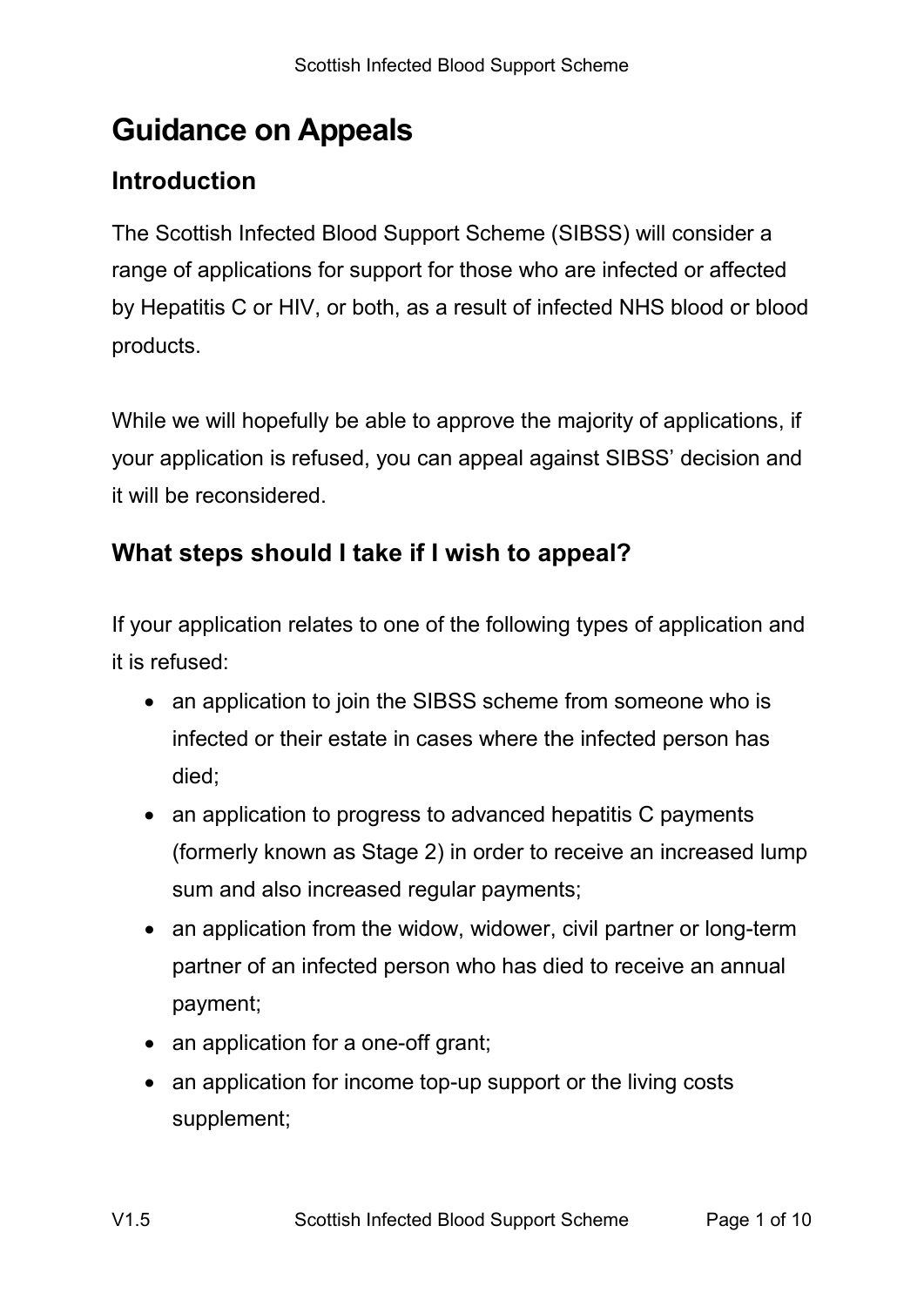# Guidance on Appeals

## Introduction

The Scottish Infected Blood Support Scheme (SIBSS) will consider a range of applications for support for those who are infected or affected by Hepatitis C or HIV, or both, as a result of infected NHS blood or blood products.

While we will hopefully be able to approve the majority of applications, if your application is refused, you can appeal against SIBSS' decision and it will be reconsidered.

## What steps should I take if I wish to appeal?

If your application relates to one of the following types of application and it is refused:

- an application to join the SIBSS scheme from someone who is infected or their estate in cases where the infected person has died;
- an application to progress to advanced hepatitis C payments (formerly known as Stage 2) in order to receive an increased lump sum and also increased regular payments;
- an application from the widow, widower, civil partner or long-term partner of an infected person who has died to receive an annual payment;
- an application for a one-off grant;
- an application for income top-up support or the living costs supplement;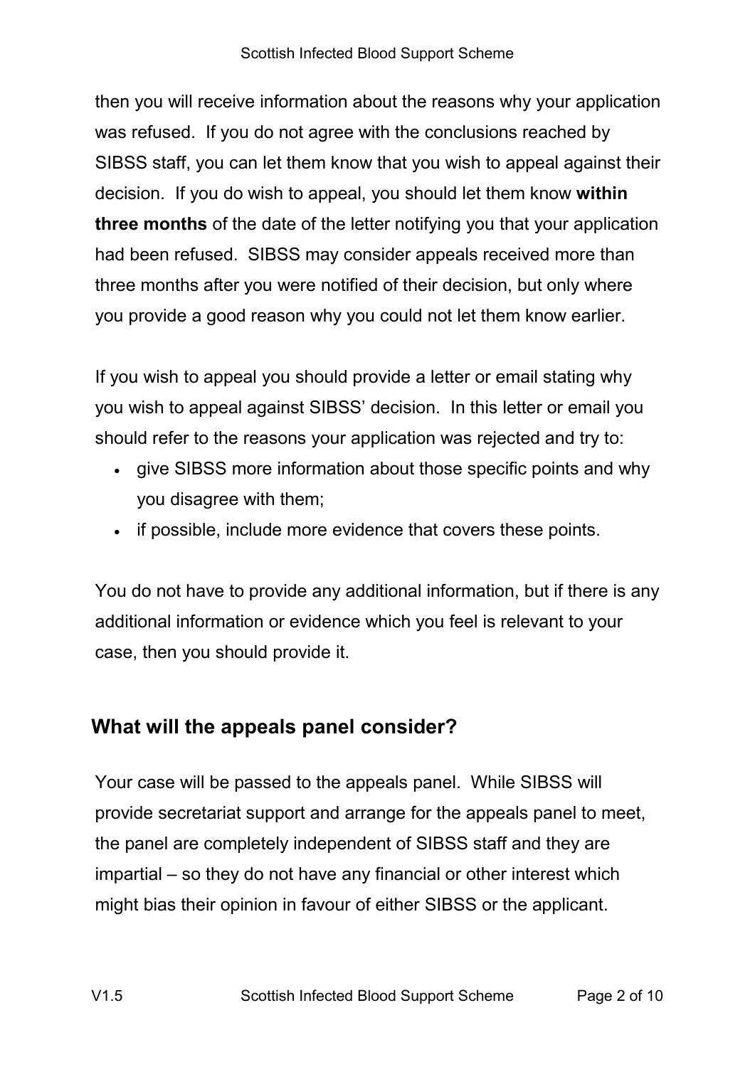then you will receive information about the reasons why your application was refused. If you do not agree with the conclusions reached by SIBSS staff, you can let them know that you wish to appeal against their decision. If you do wish to appeal, you should let them know **within three months** of the date of the letter notifying you that your application had been refused. SIBSS may consider appeals received more than three months after you were notified of their decision, but only where you provide a good reason why you could not let them know earlier.

If you wish to appeal you should provide a letter or email stating why you wish to appeal against SIBSS' decision. In this letter or email you should refer to the reasons your application was rejected and try to:

- give SIBSS more information about those specific points and why you disagree with them;
- if possible, include more evidence that covers these points.

You do not have to provide any additional information, but if there is any additional information or evidence which you feel is relevant to your case, then you should provide it.

## What will the appeals panel consider?

Your case will be passed to the appeals panel. While SIBSS will provide secretariat support and arrange for the appeals panel to meet, the panel are completely independent of SIBSS staff and they are impartial – so they do not have any financial or other interest which might bias their opinion in favour of either SIBSS or the applicant.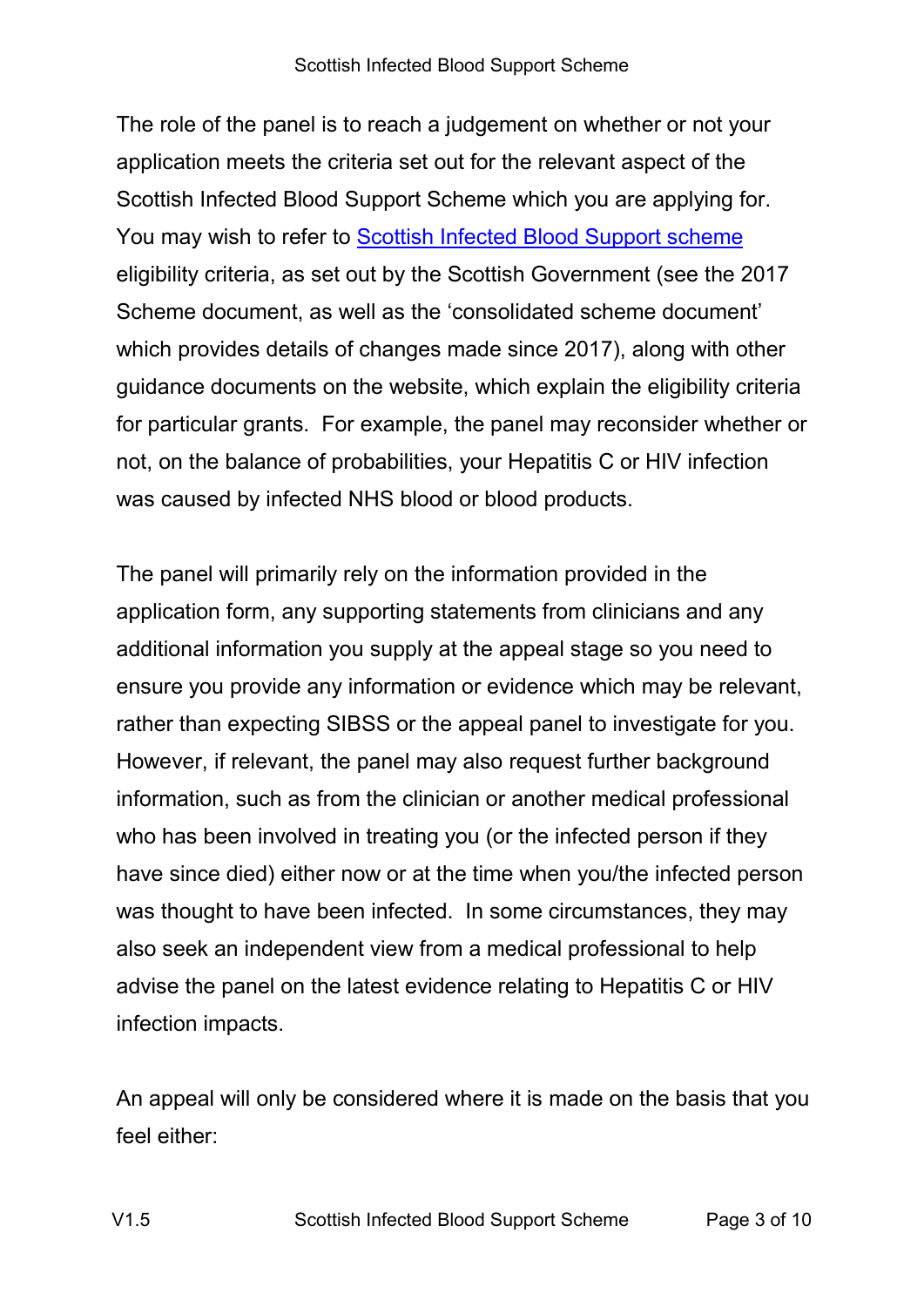The role of the panel is to reach a judgement on whether or not your application meets the criteria set out for the relevant aspect of the Scottish Infected Blood Support Scheme which you are applying for. You may wish to refer to Scottish Infected Blood Support scheme eligibility criteria, as set out by the Scottish Government (see the 2017 Scheme document, as well as the 'consolidated scheme document' which provides details of changes made since 2017), along with other guidance documents on the website, which explain the eligibility criteria for particular grants. For example, the panel may reconsider whether or not, on the balance of probabilities, your Hepatitis C or HIV infection was caused by infected NHS blood or blood products.

The panel will primarily rely on the information provided in the application form, any supporting statements from clinicians and any additional information you supply at the appeal stage so you need to ensure you provide any information or evidence which may be relevant, rather than expecting SIBSS or the appeal panel to investigate for you. However, if relevant, the panel may also request further background information, such as from the clinician or another medical professional who has been involved in treating you (or the infected person if they have since died) either now or at the time when you/the infected person was thought to have been infected. In some circumstances, they may also seek an independent view from a medical professional to help advise the panel on the latest evidence relating to Hepatitis C or HIV infection impacts.

An appeal will only be considered where it is made on the basis that you feel either: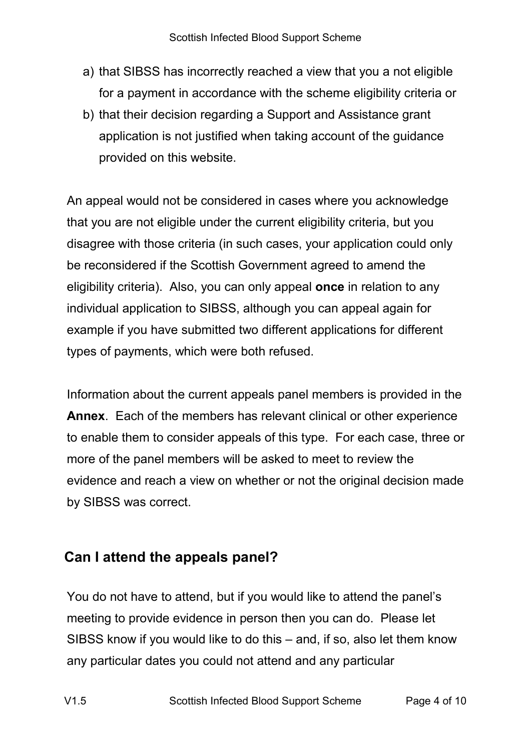a) that SIBSS has incorrectly reached a view that you a not eligible for a payment in accordance with the scheme eligibility criteria or
b) that their decision regarding a Support and Assistance grant application is not justified when taking account of the guidance provided on this website.

An appeal would not be considered in cases where you acknowledge that you are not eligible under the current eligibility criteria, but you disagree with those criteria (in such cases, your application could only be reconsidered if the Scottish Government agreed to amend the eligibility criteria). Also, you can only appeal **once** in relation to any individual application to SIBSS, although you can appeal again for example if you have submitted two different applications for different types of payments, which were both refused.

Information about the current appeals panel members is provided in the **Annex**. Each of the members has relevant clinical or other experience to enable them to consider appeals of this type. For each case, three or more of the panel members will be asked to meet to review the evidence and reach a view on whether or not the original decision made by SIBSS was correct.

## Can I attend the appeals panel?

You do not have to attend, but if you would like to attend the panel's meeting to provide evidence in person then you can do. Please let SIBSS know if you would like to do this – and, if so, also let them know any particular dates you could not attend and any particular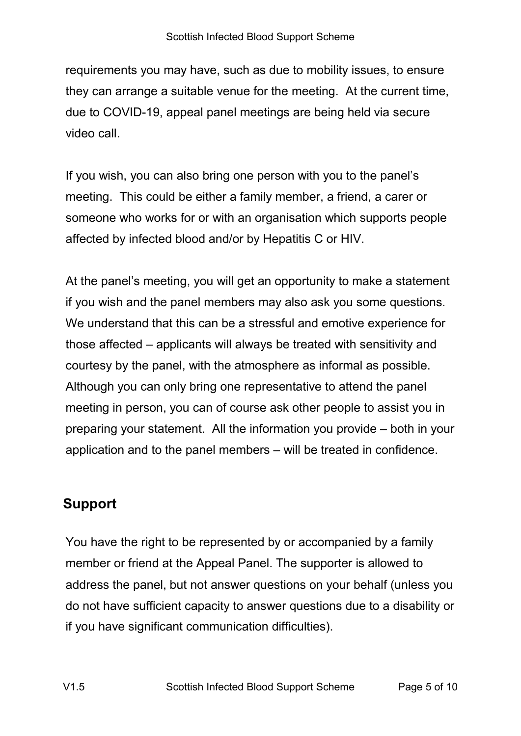requirements you may have, such as due to mobility issues, to ensure they can arrange a suitable venue for the meeting. At the current time, due to COVID-19, appeal panel meetings are being held via secure video call.

If you wish, you can also bring one person with you to the panel's meeting. This could be either a family member, a friend, a carer or someone who works for or with an organisation which supports people affected by infected blood and/or by Hepatitis C or HIV.

At the panel's meeting, you will get an opportunity to make a statement if you wish and the panel members may also ask you some questions. We understand that this can be a stressful and emotive experience for those affected – applicants will always be treated with sensitivity and courtesy by the panel, with the atmosphere as informal as possible. Although you can only bring one representative to attend the panel meeting in person, you can of course ask other people to assist you in preparing your statement. All the information you provide – both in your application and to the panel members – will be treated in confidence.

## Support

You have the right to be represented by or accompanied by a family member or friend at the Appeal Panel. The supporter is allowed to address the panel, but not answer questions on your behalf (unless you do not have sufficient capacity to answer questions due to a disability or if you have significant communication difficulties).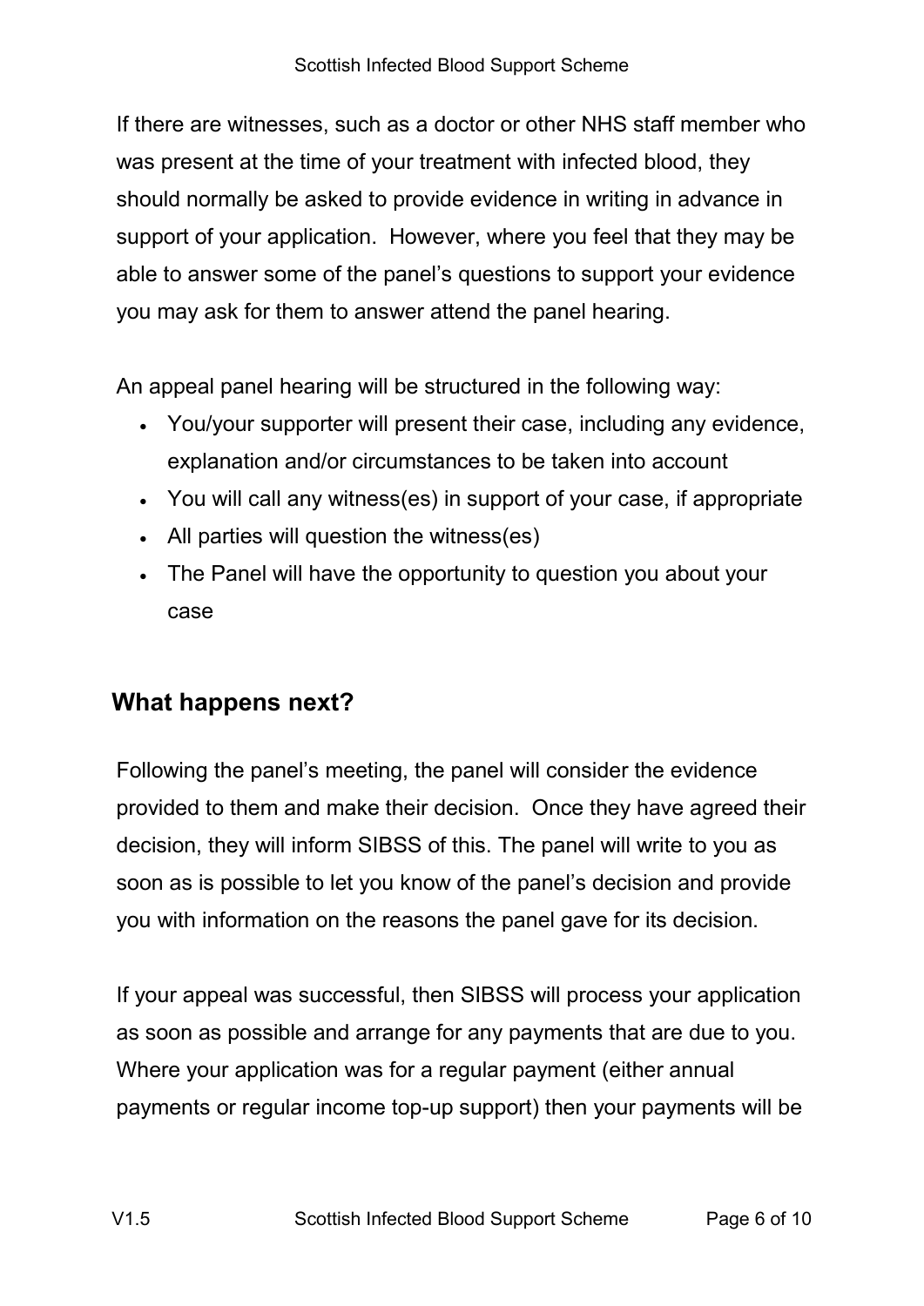If there are witnesses, such as a doctor or other NHS staff member who was present at the time of your treatment with infected blood, they should normally be asked to provide evidence in writing in advance in support of your application. However, where you feel that they may be able to answer some of the panel's questions to support your evidence you may ask for them to answer attend the panel hearing.

An appeal panel hearing will be structured in the following way:

- You/your supporter will present their case, including any evidence, explanation and/or circumstances to be taken into account
- You will call any witness(es) in support of your case, if appropriate
- All parties will question the witness(es)
- The Panel will have the opportunity to question you about your case

## What happens next?

Following the panel's meeting, the panel will consider the evidence provided to them and make their decision. Once they have agreed their decision, they will inform SIBSS of this. The panel will write to you as soon as is possible to let you know of the panel's decision and provide you with information on the reasons the panel gave for its decision.

If your appeal was successful, then SIBSS will process your application as soon as possible and arrange for any payments that are due to you. Where your application was for a regular payment (either annual payments or regular income top-up support) then your payments will be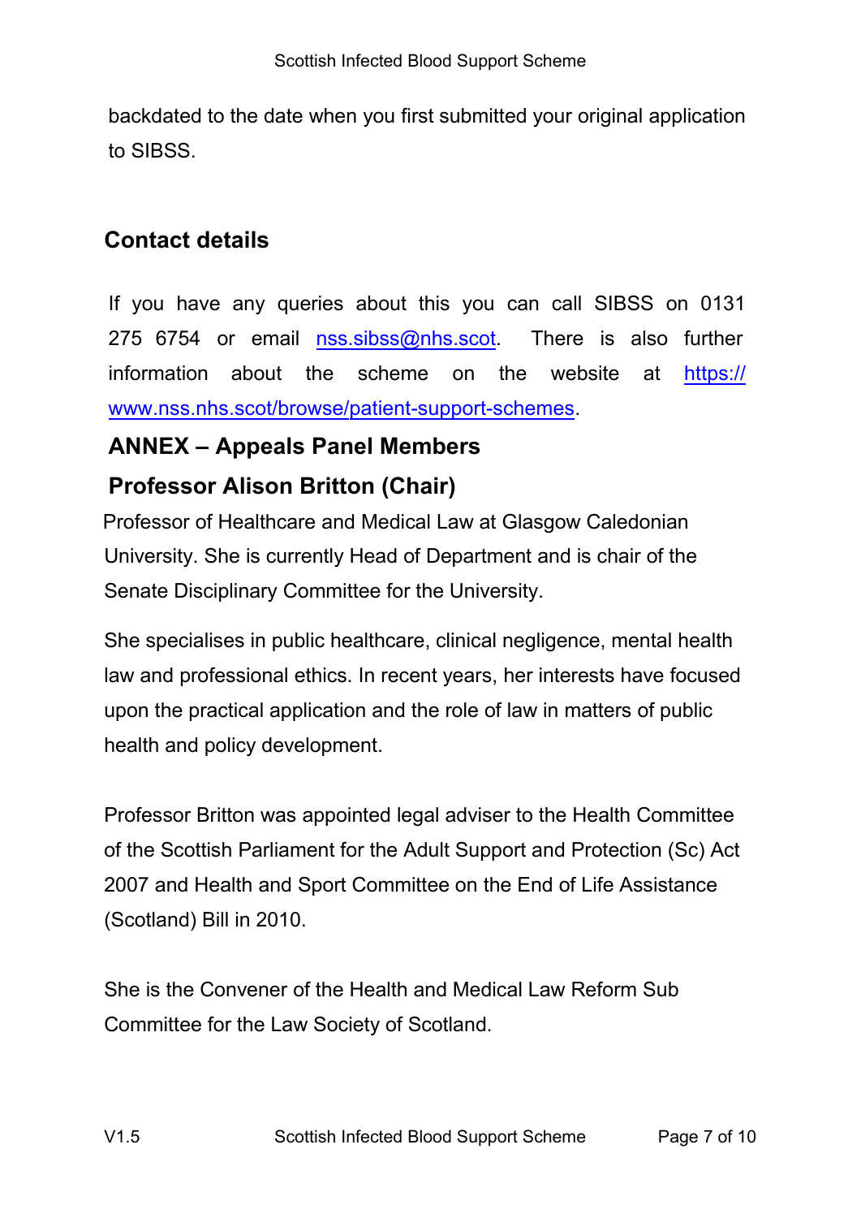backdated to the date when you first submitted your original application to SIBSS.

## Contact details

If you have any queries about this you can call SIBSS on 0131 275 6754 or email nss.sibss@nhs.scot. There is also further information about the scheme on the website at https://www.nss.nhs.scot/browse/patient-support-schemes.

## ANNEX – Appeals Panel Members

### Professor Alison Britton (Chair)

Professor of Healthcare and Medical Law at Glasgow Caledonian University. She is currently Head of Department and is chair of the Senate Disciplinary Committee for the University.

She specialises in public healthcare, clinical negligence, mental health law and professional ethics. In recent years, her interests have focused upon the practical application and the role of law in matters of public health and policy development.

Professor Britton was appointed legal adviser to the Health Committee of the Scottish Parliament for the Adult Support and Protection (Sc) Act 2007 and Health and Sport Committee on the End of Life Assistance (Scotland) Bill in 2010.

She is the Convener of the Health and Medical Law Reform Sub Committee for the Law Society of Scotland.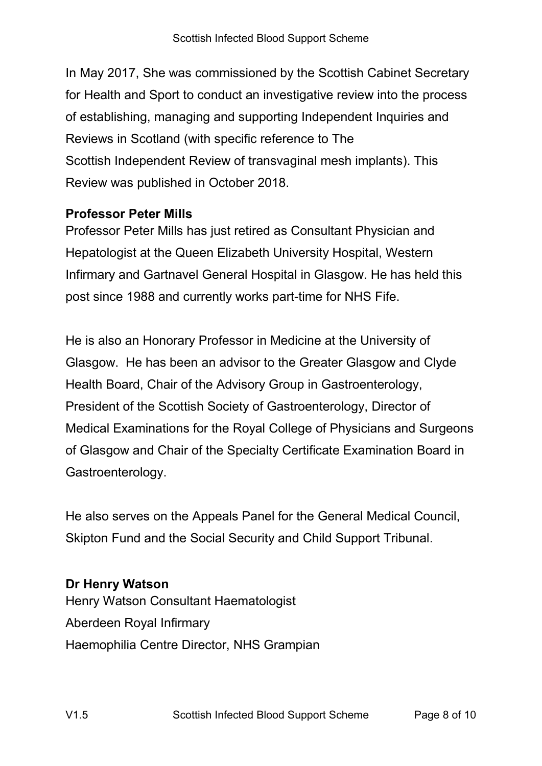In May 2017, She was commissioned by the Scottish Cabinet Secretary for Health and Sport to conduct an investigative review into the process of establishing, managing and supporting Independent Inquiries and Reviews in Scotland (with specific reference to The Scottish Independent Review of transvaginal mesh implants). This Review was published in October 2018.

**Professor Peter Mills**

Professor Peter Mills has just retired as Consultant Physician and Hepatologist at the Queen Elizabeth University Hospital, Western Infirmary and Gartnavel General Hospital in Glasgow. He has held this post since 1988 and currently works part-time for NHS Fife.

He is also an Honorary Professor in Medicine at the University of Glasgow. He has been an advisor to the Greater Glasgow and Clyde Health Board, Chair of the Advisory Group in Gastroenterology, President of the Scottish Society of Gastroenterology, Director of Medical Examinations for the Royal College of Physicians and Surgeons of Glasgow and Chair of the Specialty Certificate Examination Board in Gastroenterology.

He also serves on the Appeals Panel for the General Medical Council, Skipton Fund and the Social Security and Child Support Tribunal.

**Dr Henry Watson**

Henry Watson Consultant Haematologist
Aberdeen Royal Infirmary
Haemophilia Centre Director, NHS Grampian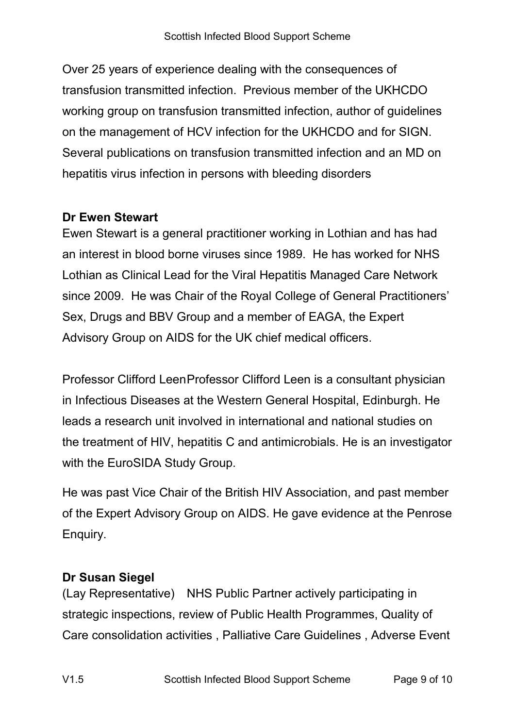Over 25 years of experience dealing with the consequences of transfusion transmitted infection. Previous member of the UKHCDO working group on transfusion transmitted infection, author of guidelines on the management of HCV infection for the UKHCDO and for SIGN. Several publications on transfusion transmitted infection and an MD on hepatitis virus infection in persons with bleeding disorders

**Dr Ewen Stewart**
Ewen Stewart is a general practitioner working in Lothian and has had an interest in blood borne viruses since 1989. He has worked for NHS Lothian as Clinical Lead for the Viral Hepatitis Managed Care Network since 2009. He was Chair of the Royal College of General Practitioners' Sex, Drugs and BBV Group and a member of EAGA, the Expert Advisory Group on AIDS for the UK chief medical officers.

Professor Clifford LeenProfessor Clifford Leen is a consultant physician in Infectious Diseases at the Western General Hospital, Edinburgh. He leads a research unit involved in international and national studies on the treatment of HIV, hepatitis C and antimicrobials. He is an investigator with the EuroSIDA Study Group.

He was past Vice Chair of the British HIV Association, and past member of the Expert Advisory Group on AIDS. He gave evidence at the Penrose Enquiry.

**Dr Susan Siegel**
(Lay Representative) NHS Public Partner actively participating in strategic inspections, review of Public Health Programmes, Quality of Care consolidation activities , Palliative Care Guidelines , Adverse Event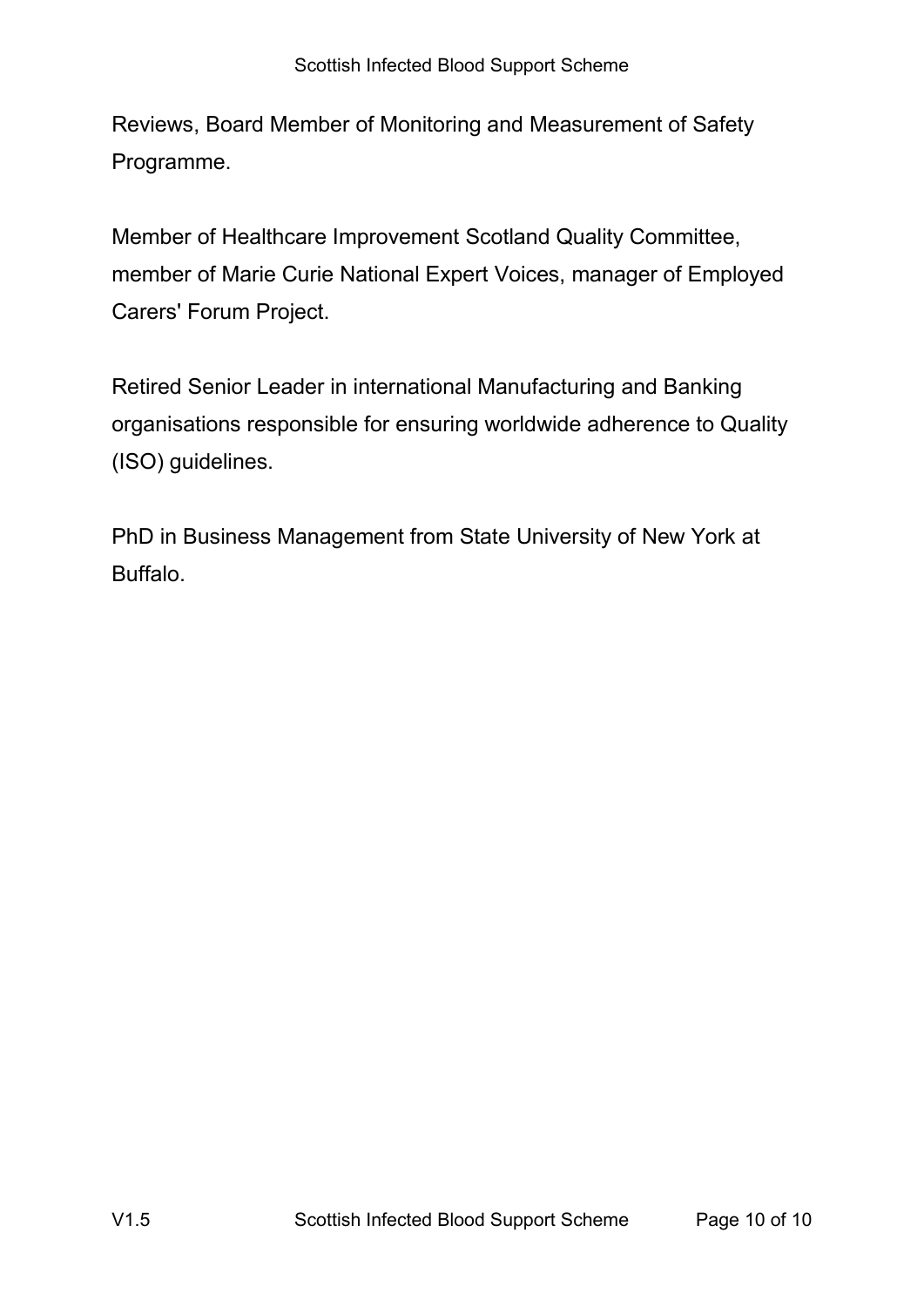Reviews, Board Member of Monitoring and Measurement of Safety Programme.

Member of Healthcare Improvement Scotland Quality Committee, member of Marie Curie National Expert Voices, manager of Employed Carers' Forum Project.

Retired Senior Leader in international Manufacturing and Banking organisations responsible for ensuring worldwide adherence to Quality (ISO) guidelines.

PhD in Business Management from State University of New York at Buffalo.